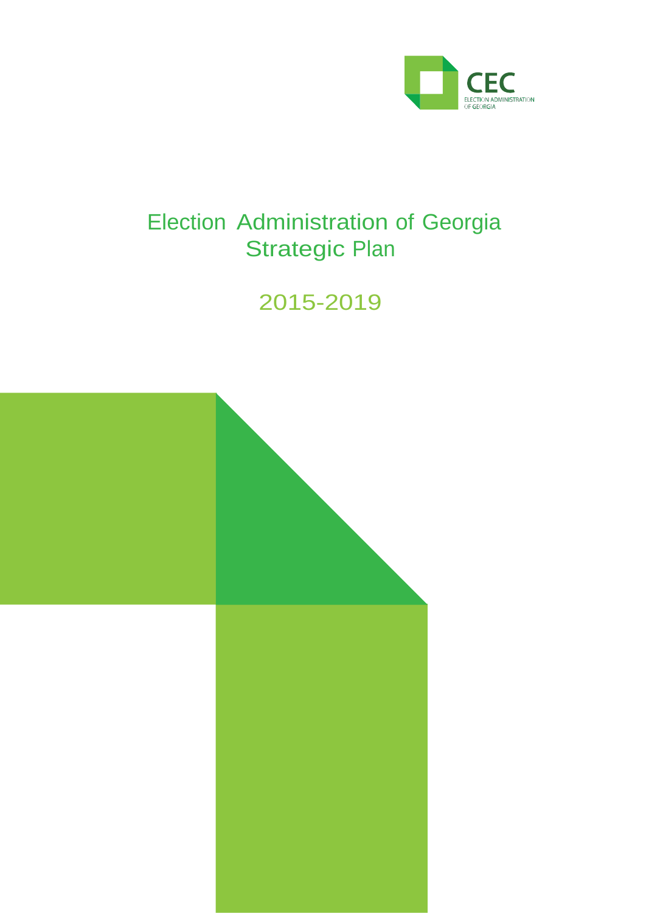CEC
ELECTION ADMINISTRATION OF GEORGIA

# Election Administration of Georgia Strategic Plan

## 2015-2019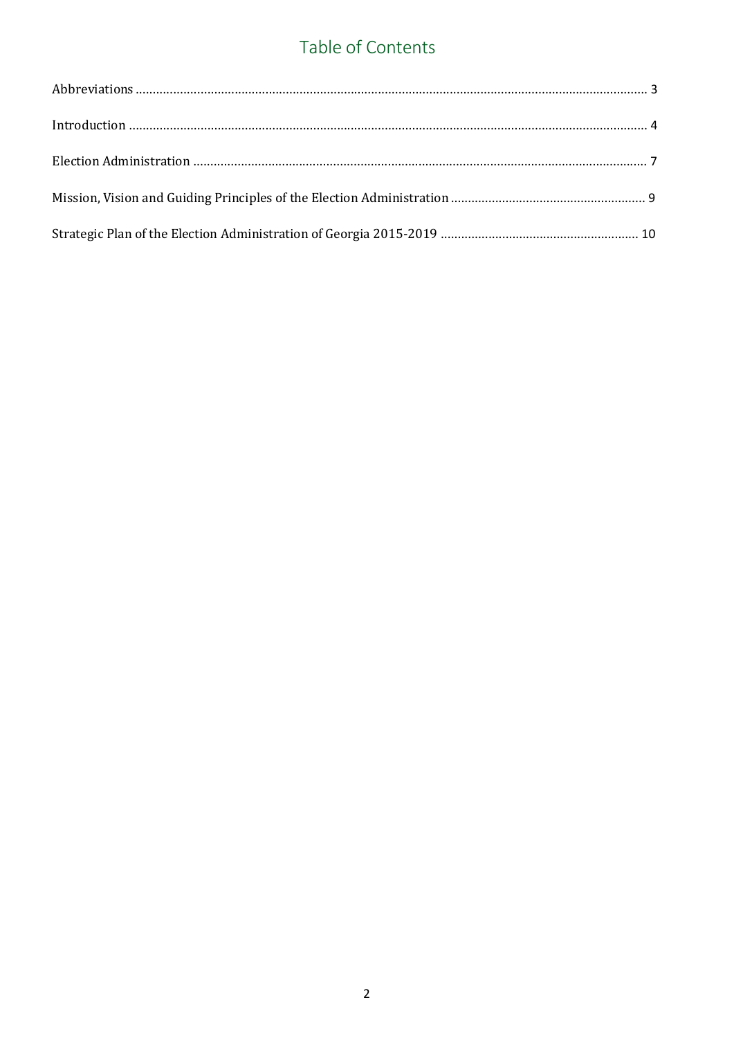# Table of Contents

Abbreviations ........ 3

Introduction ........ 4

Election Administration ........ 7

Mission, Vision and Guiding Principles of the Election Administration ........ 9

Strategic Plan of the Election Administration of Georgia 2015-2019 ........ 10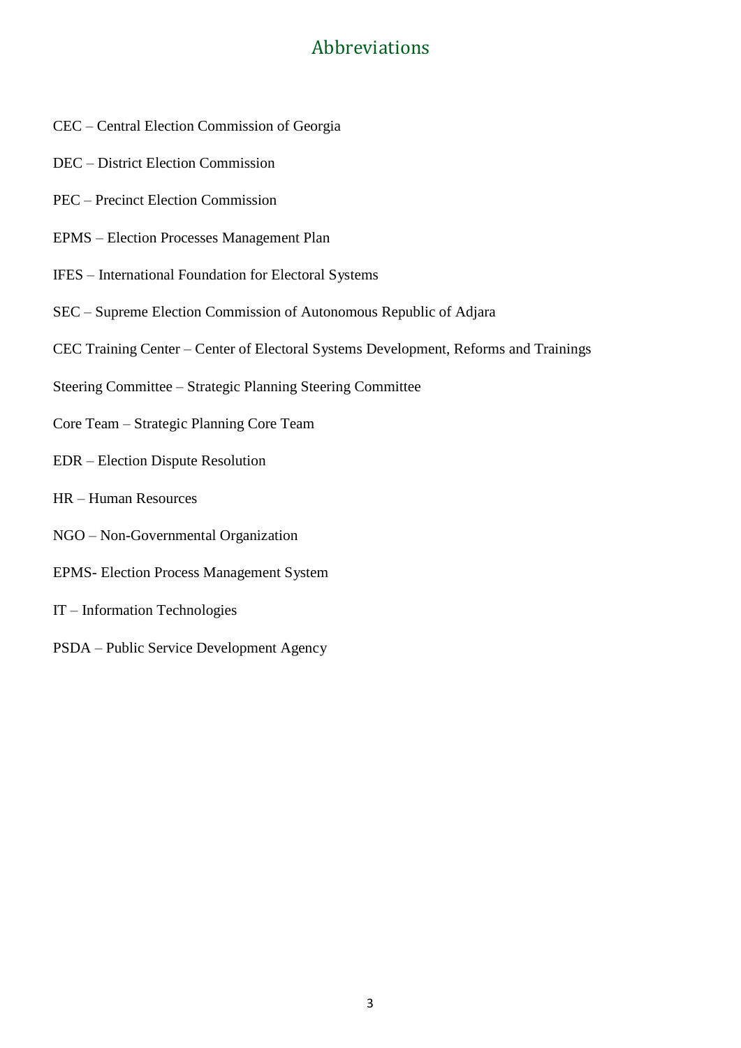# Abbreviations

CEC – Central Election Commission of Georgia

DEC – District Election Commission

PEC – Precinct Election Commission

EPMS – Election Processes Management Plan

IFES – International Foundation for Electoral Systems

SEC – Supreme Election Commission of Autonomous Republic of Adjara

CEC Training Center – Center of Electoral Systems Development, Reforms and Trainings

Steering Committee – Strategic Planning Steering Committee

Core Team – Strategic Planning Core Team

EDR – Election Dispute Resolution

HR – Human Resources

NGO – Non-Governmental Organization

EPMS- Election Process Management System

IT – Information Technologies

PSDA – Public Service Development Agency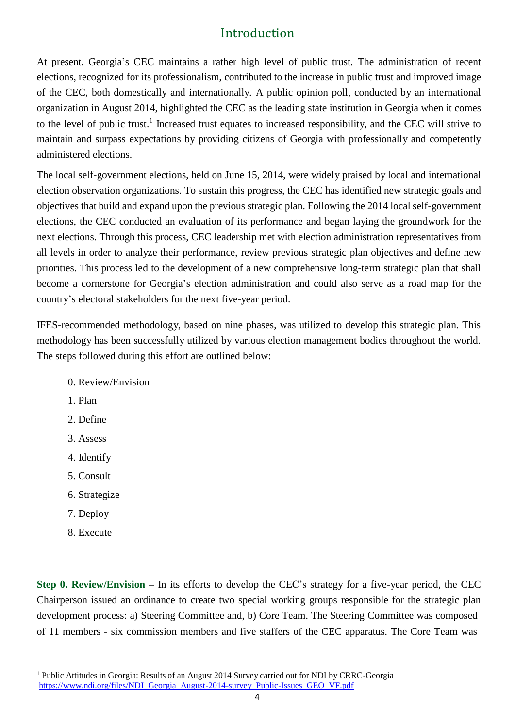# Introduction

At present, Georgia's CEC maintains a rather high level of public trust. The administration of recent elections, recognized for its professionalism, contributed to the increase in public trust and improved image of the CEC, both domestically and internationally. A public opinion poll, conducted by an international organization in August 2014, highlighted the CEC as the leading state institution in Georgia when it comes to the level of public trust.[1] Increased trust equates to increased responsibility, and the CEC will strive to maintain and surpass expectations by providing citizens of Georgia with professionally and competently administered elections.

The local self-government elections, held on June 15, 2014, were widely praised by local and international election observation organizations. To sustain this progress, the CEC has identified new strategic goals and objectives that build and expand upon the previous strategic plan. Following the 2014 local self-government elections, the CEC conducted an evaluation of its performance and began laying the groundwork for the next elections. Through this process, CEC leadership met with election administration representatives from all levels in order to analyze their performance, review previous strategic plan objectives and define new priorities. This process led to the development of a new comprehensive long-term strategic plan that shall become a cornerstone for Georgia's election administration and could also serve as a road map for the country's electoral stakeholders for the next five-year period.

IFES-recommended methodology, based on nine phases, was utilized to develop this strategic plan. This methodology has been successfully utilized by various election management bodies throughout the world. The steps followed during this effort are outlined below:

0. Review/Envision
1. Plan
2. Define
3. Assess
4. Identify
5. Consult
6. Strategize
7. Deploy
8. Execute

**Step 0. Review/Envision** – In its efforts to develop the CEC's strategy for a five-year period, the CEC Chairperson issued an ordinance to create two special working groups responsible for the strategic plan development process: a) Steering Committee and, b) Core Team. The Steering Committee was composed of 11 members - six commission members and five staffers of the CEC apparatus. The Core Team was

---

[1] Public Attitudes in Georgia: Results of an August 2014 Survey carried out for NDI by CRRC-Georgia https://www.ndi.org/files/NDI_Georgia_August-2014-survey_Public-Issues_GEO_VF.pdf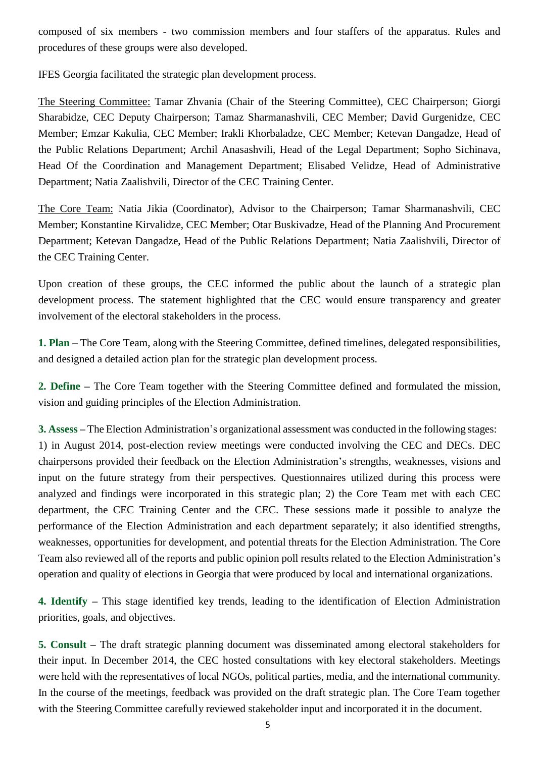composed of six members - two commission members and four staffers of the apparatus. Rules and procedures of these groups were also developed.

IFES Georgia facilitated the strategic plan development process.

The Steering Committee: Tamar Zhvania (Chair of the Steering Committee), CEC Chairperson; Giorgi Sharabidze, CEC Deputy Chairperson; Tamaz Sharmanashvili, CEC Member; David Gurgenidze, CEC Member; Emzar Kakulia, CEC Member; Irakli Khorbaladze, CEC Member; Ketevan Dangadze, Head of the Public Relations Department; Archil Anasashvili, Head of the Legal Department; Sopho Sichinava, Head Of the Coordination and Management Department; Elisabed Velidze, Head of Administrative Department; Natia Zaalishvili, Director of the CEC Training Center.

The Core Team: Natia Jikia (Coordinator), Advisor to the Chairperson; Tamar Sharmanashvili, CEC Member; Konstantine Kirvalidze, CEC Member; Otar Buskivadze, Head of the Planning And Procurement Department; Ketevan Dangadze, Head of the Public Relations Department; Natia Zaalishvili, Director of the CEC Training Center.

Upon creation of these groups, the CEC informed the public about the launch of a strategic plan development process. The statement highlighted that the CEC would ensure transparency and greater involvement of the electoral stakeholders in the process.

**1. Plan** – The Core Team, along with the Steering Committee, defined timelines, delegated responsibilities, and designed a detailed action plan for the strategic plan development process.

**2. Define** – The Core Team together with the Steering Committee defined and formulated the mission, vision and guiding principles of the Election Administration.

**3. Assess** – The Election Administration's organizational assessment was conducted in the following stages: 1) in August 2014, post-election review meetings were conducted involving the CEC and DECs. DEC chairpersons provided their feedback on the Election Administration's strengths, weaknesses, visions and input on the future strategy from their perspectives. Questionnaires utilized during this process were analyzed and findings were incorporated in this strategic plan; 2) the Core Team met with each CEC department, the CEC Training Center and the CEC. These sessions made it possible to analyze the performance of the Election Administration and each department separately; it also identified strengths, weaknesses, opportunities for development, and potential threats for the Election Administration. The Core Team also reviewed all of the reports and public opinion poll results related to the Election Administration's operation and quality of elections in Georgia that were produced by local and international organizations.

**4. Identify** – This stage identified key trends, leading to the identification of Election Administration priorities, goals, and objectives.

**5. Consult** – The draft strategic planning document was disseminated among electoral stakeholders for their input. In December 2014, the CEC hosted consultations with key electoral stakeholders. Meetings were held with the representatives of local NGOs, political parties, media, and the international community. In the course of the meetings, feedback was provided on the draft strategic plan. The Core Team together with the Steering Committee carefully reviewed stakeholder input and incorporated it in the document.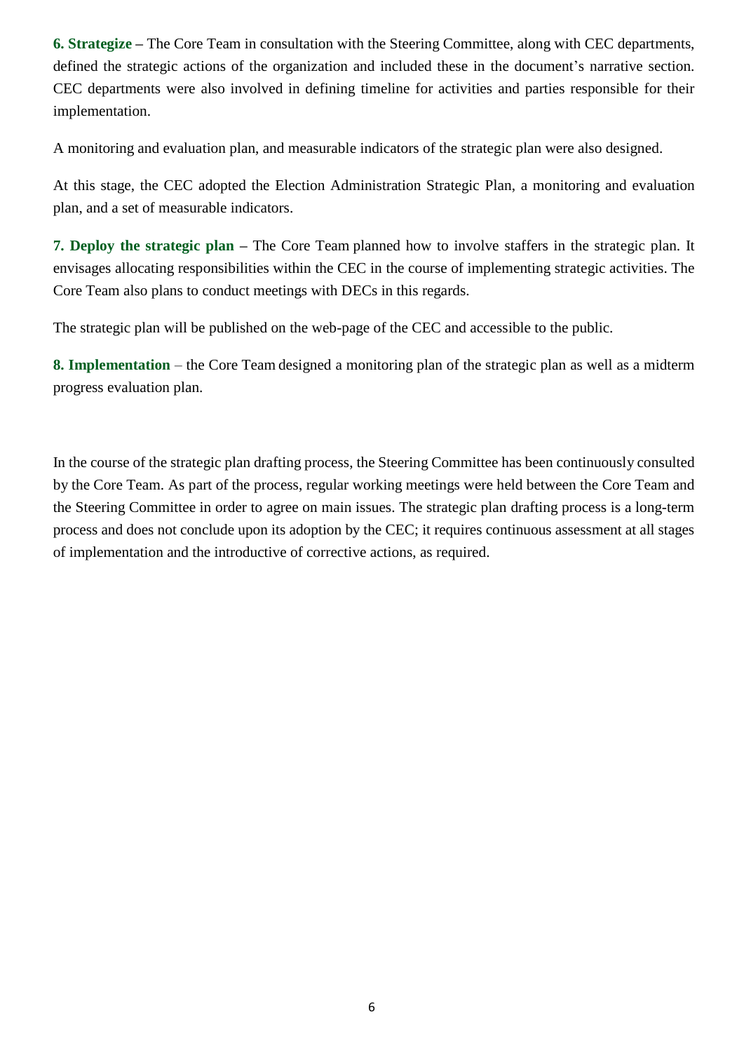**6. Strategize –** The Core Team in consultation with the Steering Committee, along with CEC departments, defined the strategic actions of the organization and included these in the document's narrative section. CEC departments were also involved in defining timeline for activities and parties responsible for their implementation.

A monitoring and evaluation plan, and measurable indicators of the strategic plan were also designed.

At this stage, the CEC adopted the Election Administration Strategic Plan, a monitoring and evaluation plan, and a set of measurable indicators.

**7. Deploy the strategic plan –** The Core Team planned how to involve staffers in the strategic plan. It envisages allocating responsibilities within the CEC in the course of implementing strategic activities. The Core Team also plans to conduct meetings with DECs in this regards.

The strategic plan will be published on the web-page of the CEC and accessible to the public.

**8. Implementation** – the Core Team designed a monitoring plan of the strategic plan as well as a midterm progress evaluation plan.

In the course of the strategic plan drafting process, the Steering Committee has been continuously consulted by the Core Team. As part of the process, regular working meetings were held between the Core Team and the Steering Committee in order to agree on main issues. The strategic plan drafting process is a long-term process and does not conclude upon its adoption by the CEC; it requires continuous assessment at all stages of implementation and the introductive of corrective actions, as required.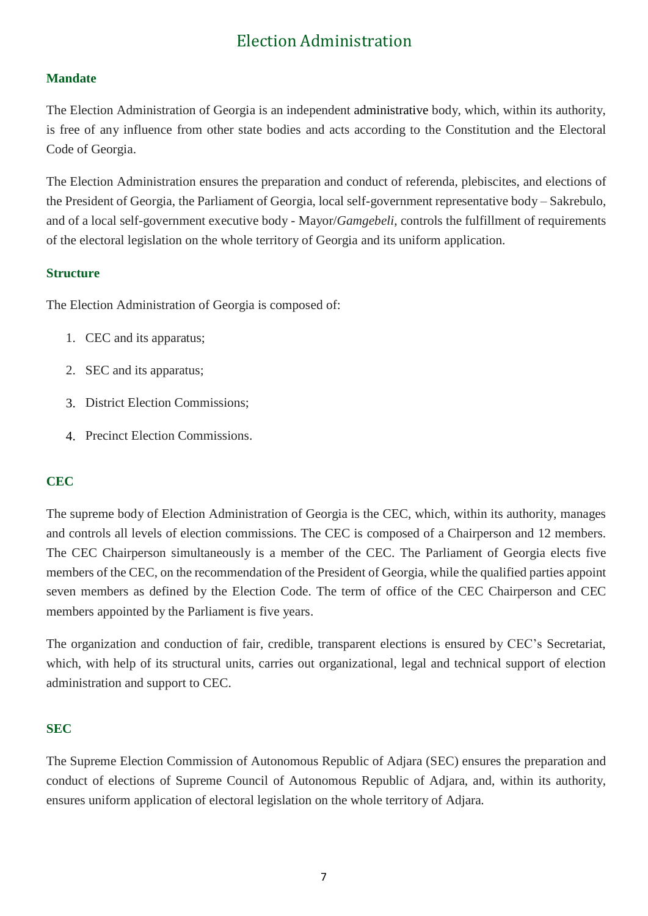# Election Administration

## Mandate

The Election Administration of Georgia is an independent administrative body, which, within its authority, is free of any influence from other state bodies and acts according to the Constitution and the Electoral Code of Georgia.

The Election Administration ensures the preparation and conduct of referenda, plebiscites, and elections of the President of Georgia, the Parliament of Georgia, local self-government representative body – Sakrebulo, and of a local self-government executive body - Mayor/*Gamgebeli*, controls the fulfillment of requirements of the electoral legislation on the whole territory of Georgia and its uniform application.

## Structure

The Election Administration of Georgia is composed of:

1. CEC and its apparatus;
2. SEC and its apparatus;
3. District Election Commissions;
4. Precinct Election Commissions.

## CEC

The supreme body of Election Administration of Georgia is the CEC, which, within its authority, manages and controls all levels of election commissions. The CEC is composed of a Chairperson and 12 members. The CEC Chairperson simultaneously is a member of the CEC. The Parliament of Georgia elects five members of the CEC, on the recommendation of the President of Georgia, while the qualified parties appoint seven members as defined by the Election Code. The term of office of the CEC Chairperson and CEC members appointed by the Parliament is five years.

The organization and conduction of fair, credible, transparent elections is ensured by CEC's Secretariat, which, with help of its structural units, carries out organizational, legal and technical support of election administration and support to CEC.

## SEC

The Supreme Election Commission of Autonomous Republic of Adjara (SEC) ensures the preparation and conduct of elections of Supreme Council of Autonomous Republic of Adjara, and, within its authority, ensures uniform application of electoral legislation on the whole territory of Adjara.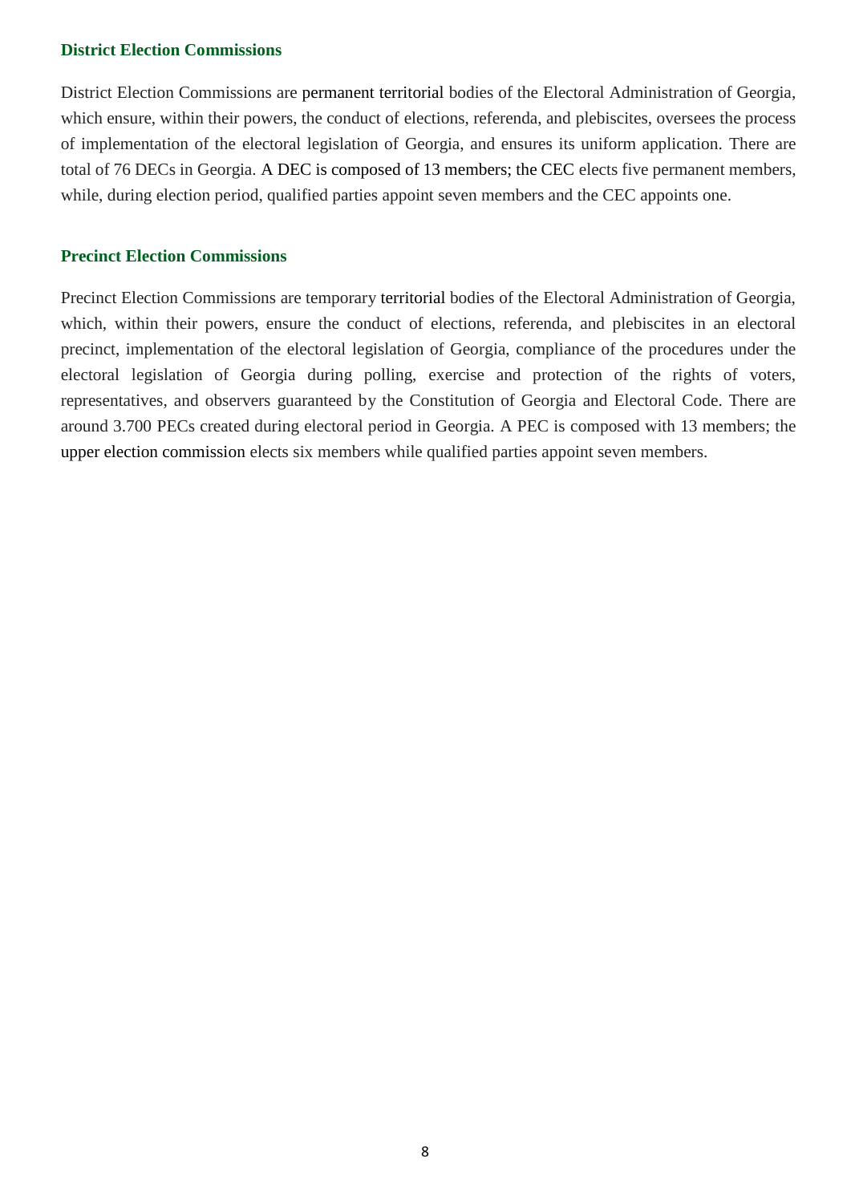### District Election Commissions

District Election Commissions are permanent territorial bodies of the Electoral Administration of Georgia, which ensure, within their powers, the conduct of elections, referenda, and plebiscites, oversees the process of implementation of the electoral legislation of Georgia, and ensures its uniform application. There are total of 76 DECs in Georgia. A DEC is composed of 13 members; the CEC elects five permanent members, while, during election period, qualified parties appoint seven members and the CEC appoints one.

### Precinct Election Commissions

Precinct Election Commissions are temporary territorial bodies of the Electoral Administration of Georgia, which, within their powers, ensure the conduct of elections, referenda, and plebiscites in an electoral precinct, implementation of the electoral legislation of Georgia, compliance of the procedures under the electoral legislation of Georgia during polling, exercise and protection of the rights of voters, representatives, and observers guaranteed by the Constitution of Georgia and Electoral Code. There are around 3.700 PECs created during electoral period in Georgia. A PEC is composed with 13 members; the upper election commission elects six members while qualified parties appoint seven members.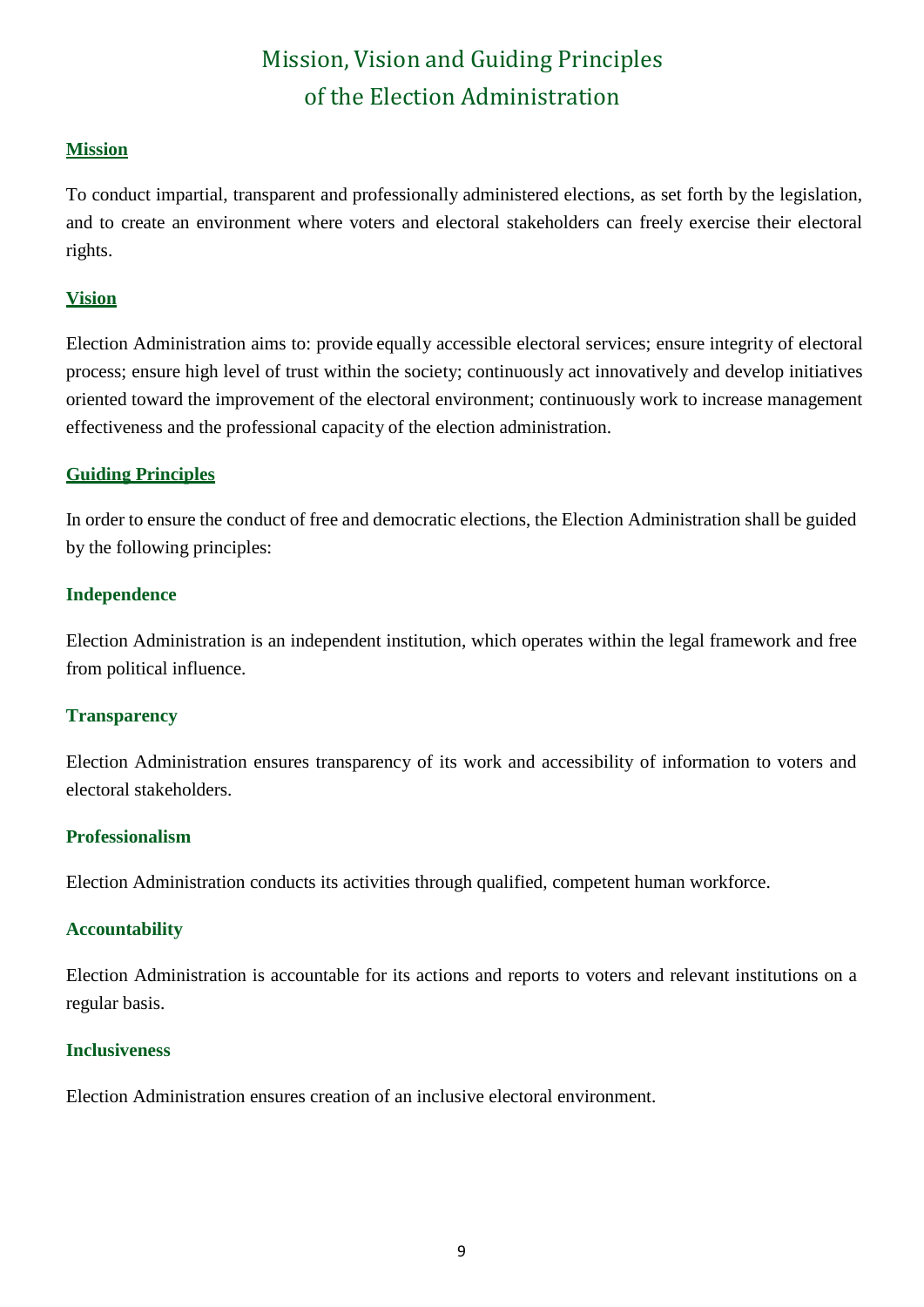# Mission, Vision and Guiding Principles of the Election Administration

## Mission

To conduct impartial, transparent and professionally administered elections, as set forth by the legislation, and to create an environment where voters and electoral stakeholders can freely exercise their electoral rights.

## Vision

Election Administration aims to: provide equally accessible electoral services; ensure integrity of electoral process; ensure high level of trust within the society; continuously act innovatively and develop initiatives oriented toward the improvement of the electoral environment; continuously work to increase management effectiveness and the professional capacity of the election administration.

## Guiding Principles

In order to ensure the conduct of free and democratic elections, the Election Administration shall be guided by the following principles:

### Independence

Election Administration is an independent institution, which operates within the legal framework and free from political influence.

### Transparency

Election Administration ensures transparency of its work and accessibility of information to voters and electoral stakeholders.

### Professionalism

Election Administration conducts its activities through qualified, competent human workforce.

### Accountability

Election Administration is accountable for its actions and reports to voters and relevant institutions on a regular basis.

### Inclusiveness

Election Administration ensures creation of an inclusive electoral environment.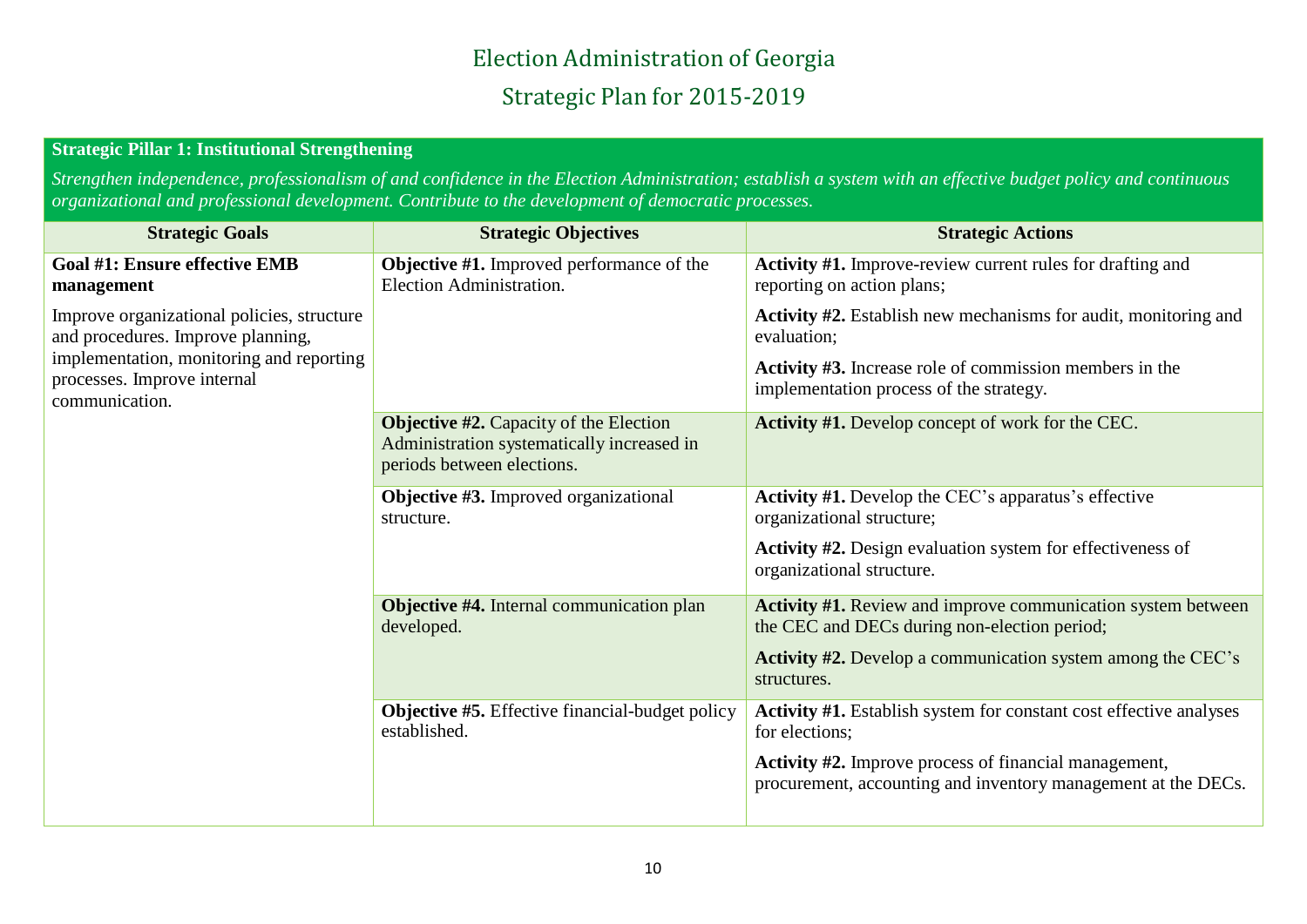# Election Administration of Georgia

## Strategic Plan for 2015-2019

**Strategic Pillar 1: Institutional Strengthening**

*Strengthen independence, professionalism of and confidence in the Election Administration; establish a system with an effective budget policy and continuous organizational and professional development. Contribute to the development of democratic processes.*

| Strategic Goals | Strategic Objectives | Strategic Actions |
|---|---|---|
| **Goal #1: Ensure effective EMB management**<br><br>Improve organizational policies, structure and procedures. Improve planning, implementation, monitoring and reporting processes. Improve internal communication. | **Objective #1.** Improved performance of the Election Administration. | **Activity #1.** Improve-review current rules for drafting and reporting on action plans;<br><br>**Activity #2.** Establish new mechanisms for audit, monitoring and evaluation;<br><br>**Activity #3.** Increase role of commission members in the implementation process of the strategy. |
| | **Objective #2.** Capacity of the Election Administration systematically increased in periods between elections. | **Activity #1.** Develop concept of work for the CEC. |
| | **Objective #3.** Improved organizational structure. | **Activity #1.** Develop the CEC's apparatus's effective organizational structure;<br><br>**Activity #2.** Design evaluation system for effectiveness of organizational structure. |
| | **Objective #4.** Internal communication plan developed. | **Activity #1.** Review and improve communication system between the CEC and DECs during non-election period;<br><br>**Activity #2.** Develop a communication system among the CEC's structures. |
| | **Objective #5.** Effective financial-budget policy established. | **Activity #1.** Establish system for constant cost effective analyses for elections;<br><br>**Activity #2.** Improve process of financial management, procurement, accounting and inventory management at the DECs. |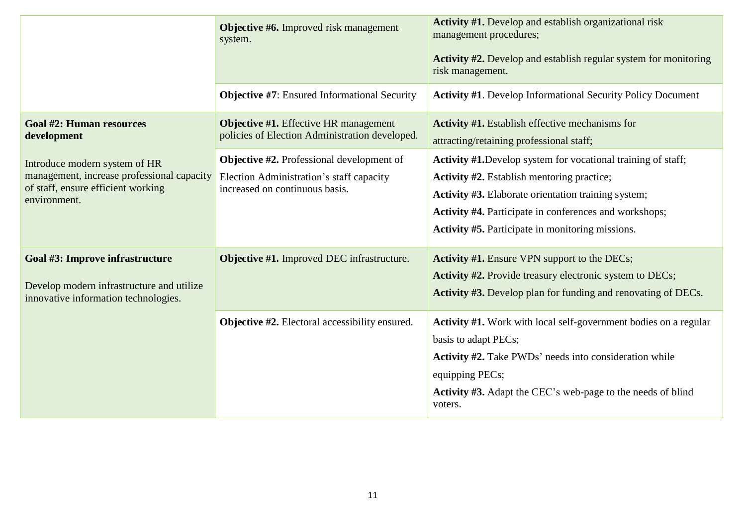| | | |
|---|---|---|
| | **Objective #6.** Improved risk management system. | **Activity #1.** Develop and establish organizational risk management procedures;<br><br>**Activity #2.** Develop and establish regular system for monitoring risk management. |
| | **Objective #7**: Ensured Informational Security | **Activity #1**. Develop Informational Security Policy Document |
| **Goal #2: Human resources development**<br><br>Introduce modern system of HR management, increase professional capacity of staff, ensure efficient working environment. | **Objective #1.** Effective HR management policies of Election Administration developed. | **Activity #1.** Establish effective mechanisms for attracting/retaining professional staff; |
| | **Objective #2.** Professional development of Election Administration's staff capacity increased on continuous basis. | **Activity #1.**Develop system for vocational training of staff;<br>**Activity #2.** Establish mentoring practice;<br>**Activity #3.** Elaborate orientation training system;<br>**Activity #4.** Participate in conferences and workshops;<br>**Activity #5.** Participate in monitoring missions. |
| **Goal #3: Improve infrastructure**<br><br>Develop modern infrastructure and utilize innovative information technologies. | **Objective #1.** Improved DEC infrastructure. | **Activity #1.** Ensure VPN support to the DECs;<br>**Activity #2.** Provide treasury electronic system to DECs;<br>**Activity #3.** Develop plan for funding and renovating of DECs. |
| | **Objective #2.** Electoral accessibility ensured. | **Activity #1.** Work with local self-government bodies on a regular basis to adapt PECs;<br>**Activity #2.** Take PWDs' needs into consideration while equipping PECs;<br>**Activity #3.** Adapt the CEC's web-page to the needs of blind voters. |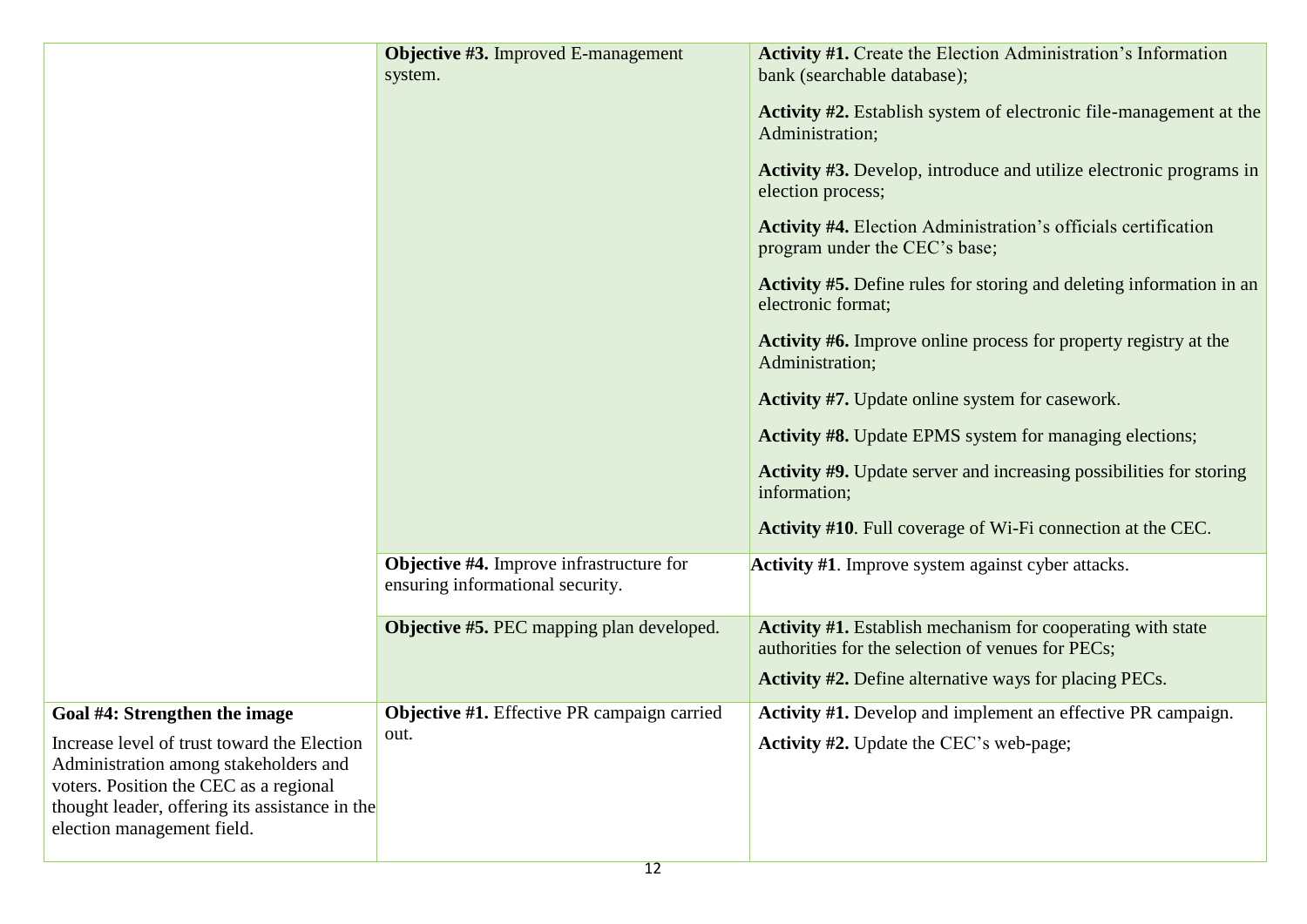| | | |
|---|---|---|
| | **Objective #3.** Improved E-management system. | **Activity #1.** Create the Election Administration's Information bank (searchable database);<br><br>**Activity #2.** Establish system of electronic file-management at the Administration;<br><br>**Activity #3.** Develop, introduce and utilize electronic programs in election process;<br><br>**Activity #4.** Election Administration's officials certification program under the CEC's base;<br><br>**Activity #5.** Define rules for storing and deleting information in an electronic format;<br><br>**Activity #6.** Improve online process for property registry at the Administration;<br><br>**Activity #7.** Update online system for casework.<br><br>**Activity #8.** Update EPMS system for managing elections;<br><br>**Activity #9.** Update server and increasing possibilities for storing information;<br><br>**Activity #10**. Full coverage of Wi-Fi connection at the CEC. |
| | **Objective #4.** Improve infrastructure for ensuring informational security. | **Activity #1**. Improve system against cyber attacks. |
| | **Objective #5.** PEC mapping plan developed. | **Activity #1.** Establish mechanism for cooperating with state authorities for the selection of venues for PECs;<br><br>**Activity #2.** Define alternative ways for placing PECs. |
| **Goal #4: Strengthen the image**<br><br>Increase level of trust toward the Election Administration among stakeholders and voters. Position the CEC as a regional thought leader, offering its assistance in the election management field. | **Objective #1.** Effective PR campaign carried out. | **Activity #1.** Develop and implement an effective PR campaign.<br><br>**Activity #2.** Update the CEC's web-page; |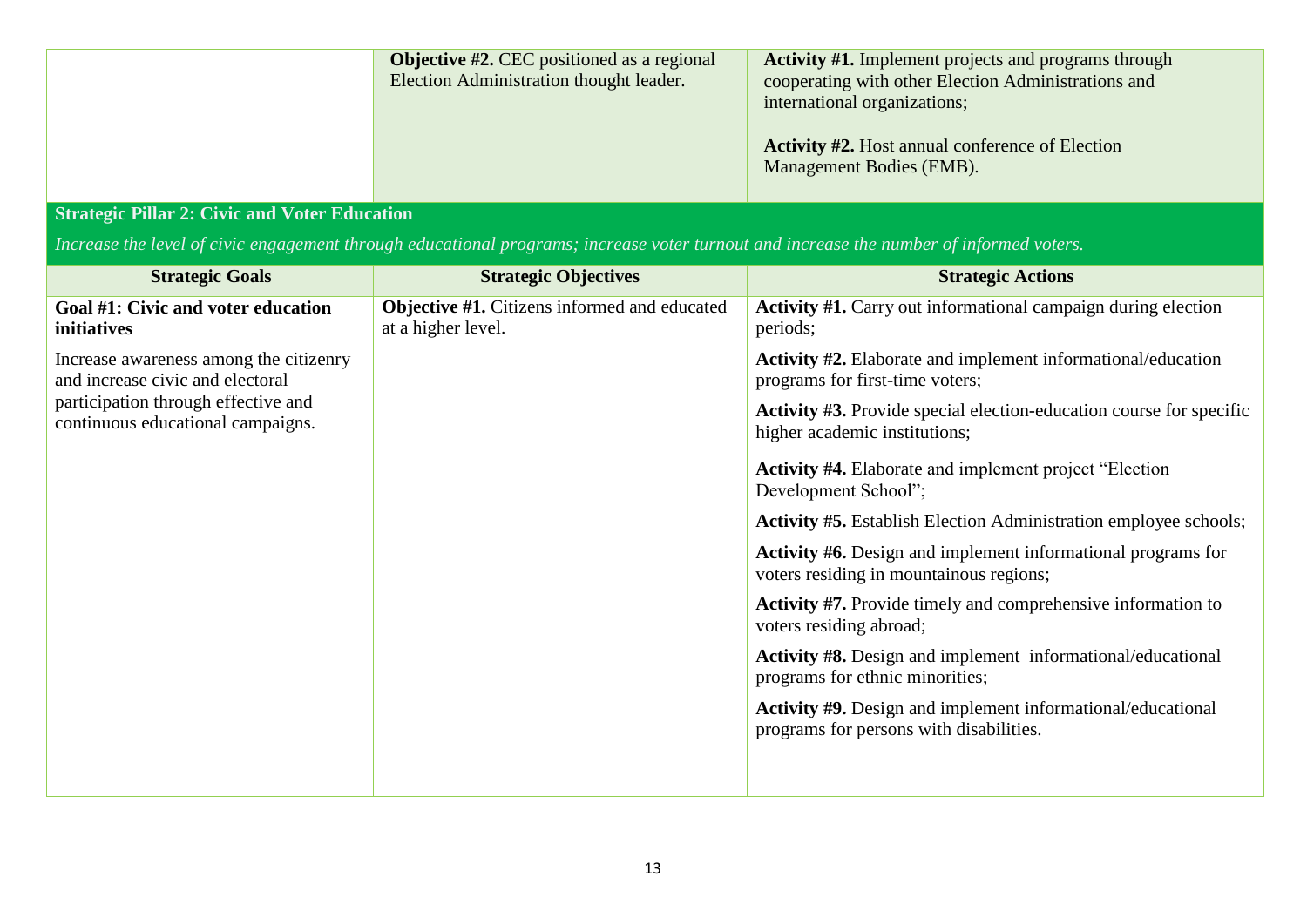| | | |
|---|---|---|
| | **Objective #2.** CEC positioned as a regional Election Administration thought leader. | **Activity #1.** Implement projects and programs through cooperating with other Election Administrations and international organizations;<br><br>**Activity #2.** Host annual conference of Election Management Bodies (EMB). |

**Strategic Pillar 2: Civic and Voter Education**

*Increase the level of civic engagement through educational programs; increase voter turnout and increase the number of informed voters.*

| Strategic Goals | Strategic Objectives | Strategic Actions |
|---|---|---|
| **Goal #1: Civic and voter education initiatives**<br><br>Increase awareness among the citizenry and increase civic and electoral participation through effective and continuous educational campaigns. | **Objective #1.** Citizens informed and educated at a higher level. | **Activity #1.** Carry out informational campaign during election periods;<br><br>**Activity #2.** Elaborate and implement informational/education programs for first-time voters;<br><br>**Activity #3.** Provide special election-education course for specific higher academic institutions;<br><br>**Activity #4.** Elaborate and implement project "Election Development School";<br><br>**Activity #5.** Establish Election Administration employee schools;<br><br>**Activity #6.** Design and implement informational programs for voters residing in mountainous regions;<br><br>**Activity #7.** Provide timely and comprehensive information to voters residing abroad;<br><br>**Activity #8.** Design and implement informational/educational programs for ethnic minorities;<br><br>**Activity #9.** Design and implement informational/educational programs for persons with disabilities. |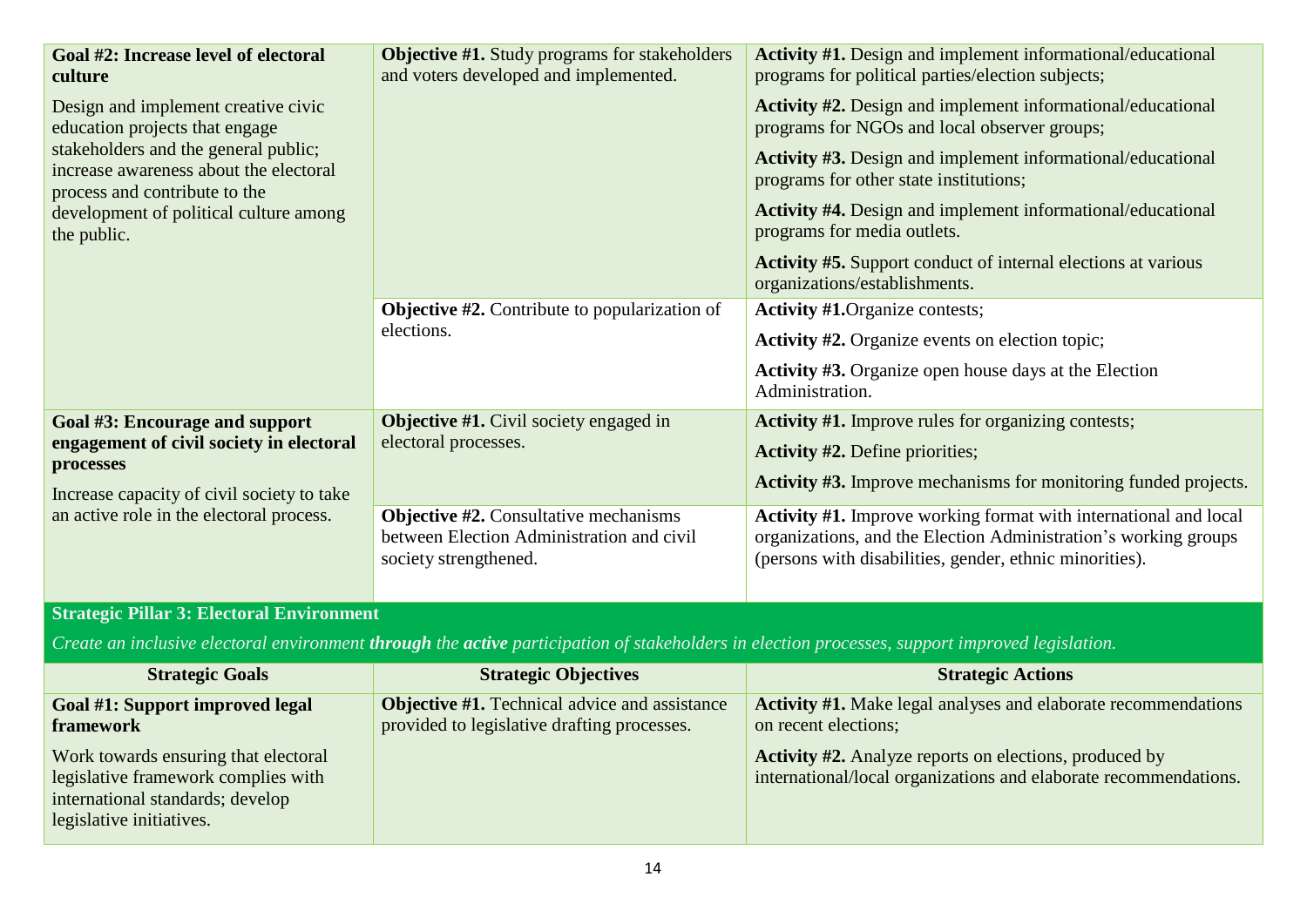| | | |
|---|---|---|
| **Goal #2: Increase level of electoral culture**<br><br>Design and implement creative civic education projects that engage stakeholders and the general public; increase awareness about the electoral process and contribute to the development of political culture among the public. | **Objective #1.** Study programs for stakeholders and voters developed and implemented. | **Activity #1.** Design and implement informational/educational programs for political parties/election subjects;<br><br>**Activity #2.** Design and implement informational/educational programs for NGOs and local observer groups;<br><br>**Activity #3.** Design and implement informational/educational programs for other state institutions;<br><br>**Activity #4.** Design and implement informational/educational programs for media outlets.<br><br>**Activity #5.** Support conduct of internal elections at various organizations/establishments. |
| | **Objective #2.** Contribute to popularization of elections. | **Activity #1.**Organize contests;<br><br>**Activity #2.** Organize events on election topic;<br><br>**Activity #3.** Organize open house days at the Election Administration. |
| **Goal #3: Encourage and support engagement of civil society in electoral processes**<br><br>Increase capacity of civil society to take an active role in the electoral process. | **Objective #1.** Civil society engaged in electoral processes. | **Activity #1.** Improve rules for organizing contests;<br><br>**Activity #2.** Define priorities;<br><br>**Activity #3.** Improve mechanisms for monitoring funded projects. |
| | **Objective #2.** Consultative mechanisms between Election Administration and civil society strengthened. | **Activity #1.** Improve working format with international and local organizations, and the Election Administration's working groups (persons with disabilities, gender, ethnic minorities). |

**Strategic Pillar 3: Electoral Environment**

*Create an inclusive electoral environment **through** the **active** participation of stakeholders in election processes, support improved legislation.*

| Strategic Goals | Strategic Objectives | Strategic Actions |
|---|---|---|
| **Goal #1: Support improved legal framework**<br><br>Work towards ensuring that electoral legislative framework complies with international standards; develop legislative initiatives. | **Objective #1.** Technical advice and assistance provided to legislative drafting processes. | **Activity #1.** Make legal analyses and elaborate recommendations on recent elections;<br><br>**Activity #2.** Analyze reports on elections, produced by international/local organizations and elaborate recommendations. |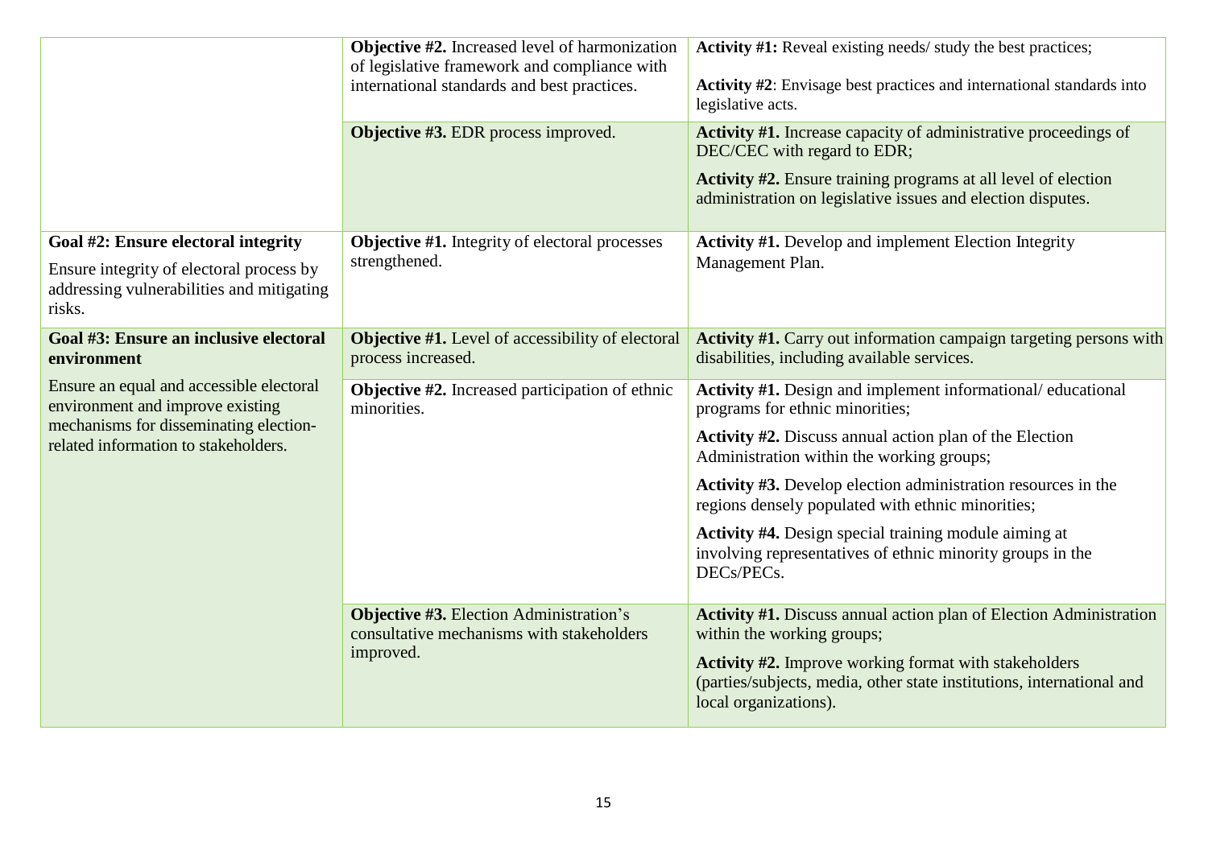| | | |
|---|---|---|
| | **Objective #2.** Increased level of harmonization of legislative framework and compliance with international standards and best practices. | **Activity #1:** Reveal existing needs/ study the best practices;<br><br>**Activity #2**: Envisage best practices and international standards into legislative acts. |
| | **Objective #3.** EDR process improved. | **Activity #1.** Increase capacity of administrative proceedings of DEC/CEC with regard to EDR;<br><br>**Activity #2.** Ensure training programs at all level of election administration on legislative issues and election disputes. |
| **Goal #2: Ensure electoral integrity**<br><br>Ensure integrity of electoral process by addressing vulnerabilities and mitigating risks. | **Objective #1.** Integrity of electoral processes strengthened. | **Activity #1.** Develop and implement Election Integrity Management Plan. |
| **Goal #3: Ensure an inclusive electoral environment**<br><br>Ensure an equal and accessible electoral environment and improve existing mechanisms for disseminating election-related information to stakeholders. | **Objective #1.** Level of accessibility of electoral process increased. | **Activity #1.** Carry out information campaign targeting persons with disabilities, including available services. |
| | **Objective #2.** Increased participation of ethnic minorities. | **Activity #1.** Design and implement informational/ educational programs for ethnic minorities;<br><br>**Activity #2.** Discuss annual action plan of the Election Administration within the working groups;<br><br>**Activity #3.** Develop election administration resources in the regions densely populated with ethnic minorities;<br><br>**Activity #4.** Design special training module aiming at involving representatives of ethnic minority groups in the DECs/PECs. |
| | **Objective #3.** Election Administration's consultative mechanisms with stakeholders improved. | **Activity #1.** Discuss annual action plan of Election Administration within the working groups;<br><br>**Activity #2.** Improve working format with stakeholders (parties/subjects, media, other state institutions, international and local organizations). |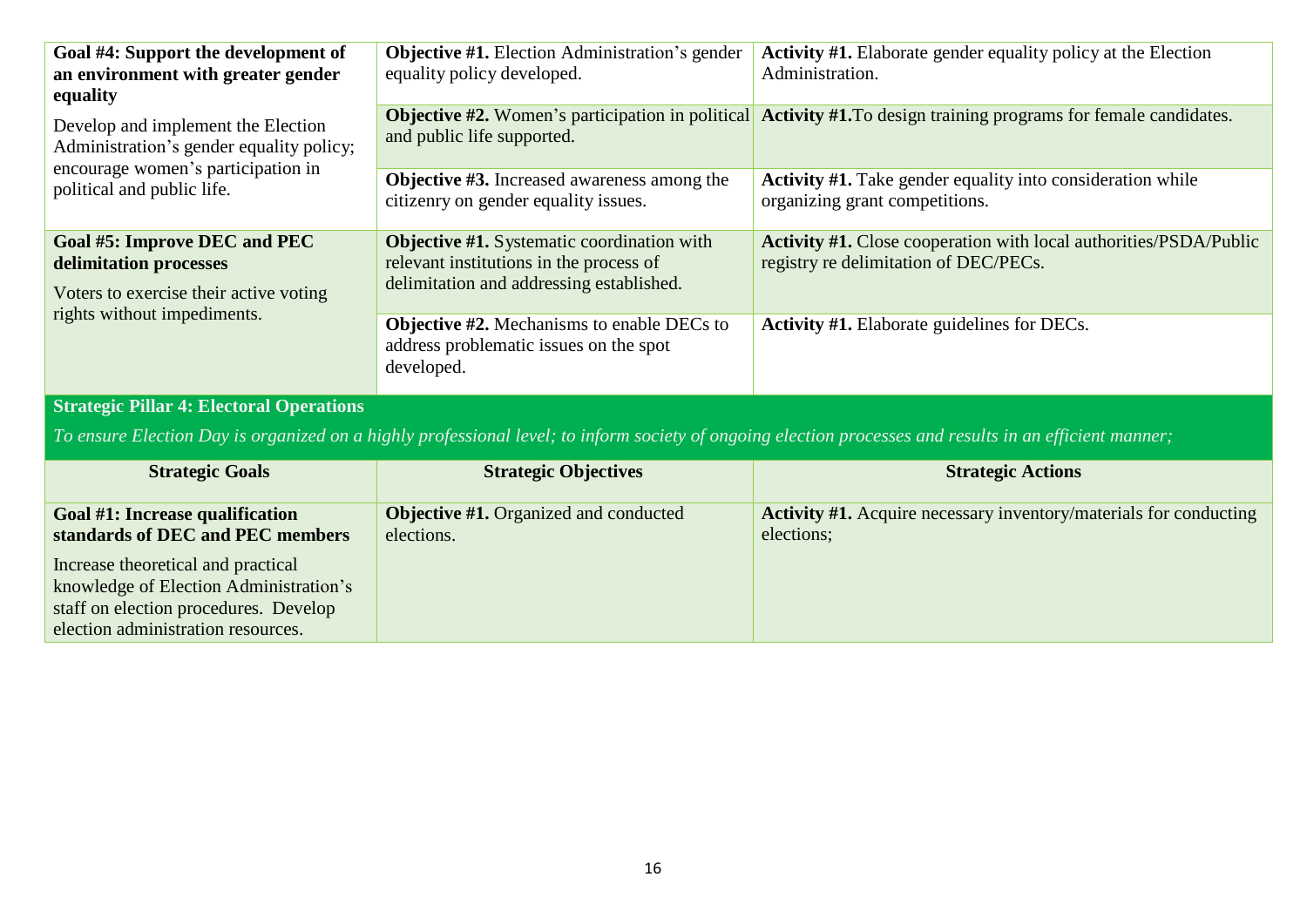| | | |
|---|---|---|
| **Goal #4: Support the development of an environment with greater gender equality**<br><br>Develop and implement the Election Administration's gender equality policy; encourage women's participation in political and public life. | **Objective #1.** Election Administration's gender equality policy developed. | **Activity #1.** Elaborate gender equality policy at the Election Administration. |
| | **Objective #2.** Women's participation in political and public life supported. | **Activity #1.**To design training programs for female candidates. |
| | **Objective #3.** Increased awareness among the citizenry on gender equality issues. | **Activity #1.** Take gender equality into consideration while organizing grant competitions. |
| **Goal #5: Improve DEC and PEC delimitation processes**<br><br>Voters to exercise their active voting rights without impediments. | **Objective #1.** Systematic coordination with relevant institutions in the process of delimitation and addressing established. | **Activity #1.** Close cooperation with local authorities/PSDA/Public registry re delimitation of DEC/PECs. |
| | **Objective #2.** Mechanisms to enable DECs to address problematic issues on the spot developed. | **Activity #1.** Elaborate guidelines for DECs. |

**Strategic Pillar 4: Electoral Operations**

*To ensure Election Day is organized on a highly professional level; to inform society of ongoing election processes and results in an efficient manner;*

| Strategic Goals | Strategic Objectives | Strategic Actions |
|---|---|---|
| **Goal #1: Increase qualification standards of DEC and PEC members**<br><br>Increase theoretical and practical knowledge of Election Administration's staff on election procedures. Develop election administration resources. | **Objective #1.** Organized and conducted elections. | **Activity #1.** Acquire necessary inventory/materials for conducting elections; |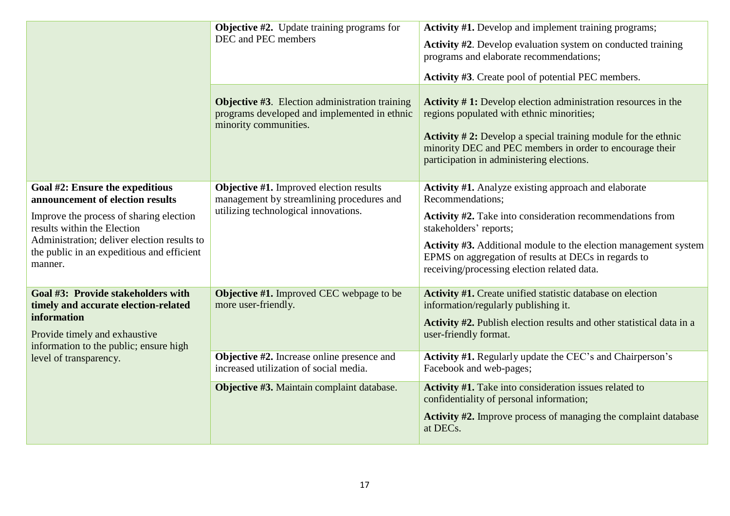| | | |
|---|---|---|
| | **Objective #2.** Update training programs for DEC and PEC members | **Activity #1.** Develop and implement training programs;<br><br>**Activity #2**. Develop evaluation system on conducted training programs and elaborate recommendations;<br><br>**Activity #3**. Create pool of potential PEC members. |
| | **Objective #3**. Election administration training programs developed and implemented in ethnic minority communities. | **Activity # 1:** Develop election administration resources in the regions populated with ethnic minorities;<br><br>**Activity # 2:** Develop a special training module for the ethnic minority DEC and PEC members in order to encourage their participation in administering elections. |
| **Goal #2: Ensure the expeditious announcement of election results**<br><br>Improve the process of sharing election results within the Election Administration; deliver election results to the public in an expeditious and efficient manner. | **Objective #1.** Improved election results management by streamlining procedures and utilizing technological innovations. | **Activity #1.** Analyze existing approach and elaborate Recommendations;<br><br>**Activity #2.** Take into consideration recommendations from stakeholders' reports;<br><br>**Activity #3.** Additional module to the election management system EPMS on aggregation of results at DECs in regards to receiving/processing election related data. |
| **Goal #3: Provide stakeholders with timely and accurate election-related information**<br><br>Provide timely and exhaustive information to the public; ensure high level of transparency. | **Objective #1.** Improved CEC webpage to be more user-friendly. | **Activity #1.** Create unified statistic database on election information/regularly publishing it.<br><br>**Activity #2.** Publish election results and other statistical data in a user-friendly format. |
| | **Objective #2.** Increase online presence and increased utilization of social media. | **Activity #1.** Regularly update the CEC's and Chairperson's Facebook and web-pages; |
| | **Objective #3.** Maintain complaint database. | **Activity #1.** Take into consideration issues related to confidentiality of personal information;<br><br>**Activity #2.** Improve process of managing the complaint database at DECs. |